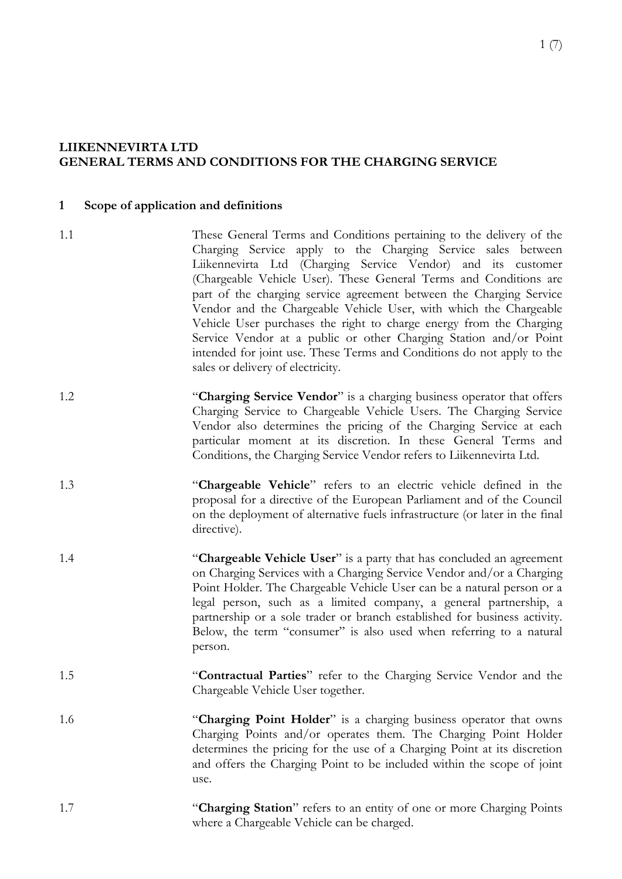**LIIKENNEVIRTA LTD**
**GENERAL TERMS AND CONDITIONS FOR THE CHARGING SERVICE**

## 1 Scope of application and definitions

1.1 These General Terms and Conditions pertaining to the delivery of the Charging Service apply to the Charging Service sales between Liikennevirta Ltd (Charging Service Vendor) and its customer (Chargeable Vehicle User). These General Terms and Conditions are part of the charging service agreement between the Charging Service Vendor and the Chargeable Vehicle User, with which the Chargeable Vehicle User purchases the right to charge energy from the Charging Service Vendor at a public or other Charging Station and/or Point intended for joint use. These Terms and Conditions do not apply to the sales or delivery of electricity.

1.2 "**Charging Service Vendor**" is a charging business operator that offers Charging Service to Chargeable Vehicle Users. The Charging Service Vendor also determines the pricing of the Charging Service at each particular moment at its discretion. In these General Terms and Conditions, the Charging Service Vendor refers to Liikennevirta Ltd.

1.3 "**Chargeable Vehicle**" refers to an electric vehicle defined in the proposal for a directive of the European Parliament and of the Council on the deployment of alternative fuels infrastructure (or later in the final directive).

1.4 "**Chargeable Vehicle User**" is a party that has concluded an agreement on Charging Services with a Charging Service Vendor and/or a Charging Point Holder. The Chargeable Vehicle User can be a natural person or a legal person, such as a limited company, a general partnership, a partnership or a sole trader or branch established for business activity. Below, the term "consumer" is also used when referring to a natural person.

1.5 "**Contractual Parties**" refer to the Charging Service Vendor and the Chargeable Vehicle User together.

1.6 "**Charging Point Holder**" is a charging business operator that owns Charging Points and/or operates them. The Charging Point Holder determines the pricing for the use of a Charging Point at its discretion and offers the Charging Point to be included within the scope of joint use.

1.7 "**Charging Station**" refers to an entity of one or more Charging Points where a Chargeable Vehicle can be charged.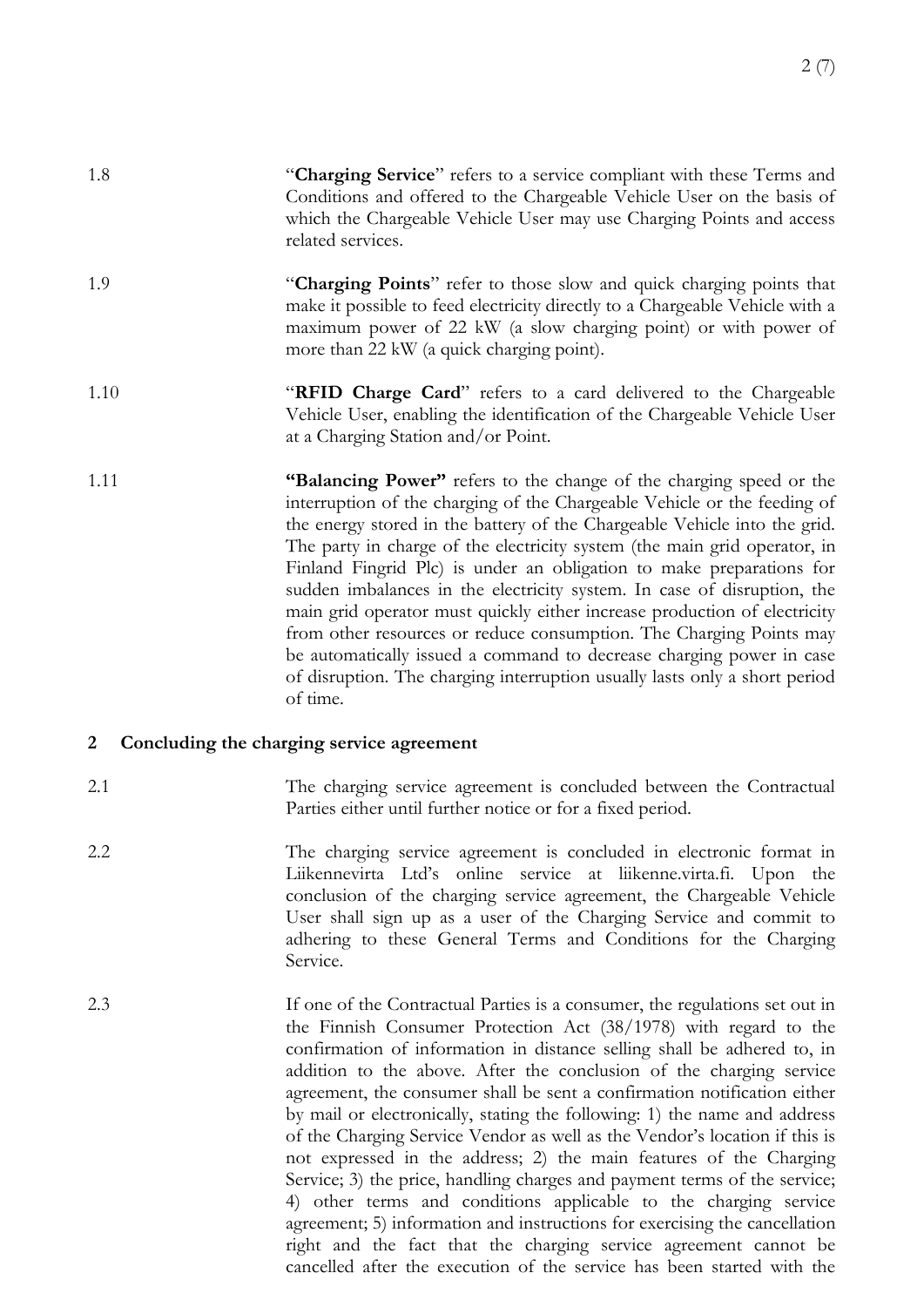1.8 "**Charging Service**" refers to a service compliant with these Terms and Conditions and offered to the Chargeable Vehicle User on the basis of which the Chargeable Vehicle User may use Charging Points and access related services.

1.9 "**Charging Points**" refer to those slow and quick charging points that make it possible to feed electricity directly to a Chargeable Vehicle with a maximum power of 22 kW (a slow charging point) or with power of more than 22 kW (a quick charging point).

1.10 "**RFID Charge Card**" refers to a card delivered to the Chargeable Vehicle User, enabling the identification of the Chargeable Vehicle User at a Charging Station and/or Point.

1.11 **"Balancing Power"** refers to the change of the charging speed or the interruption of the charging of the Chargeable Vehicle or the feeding of the energy stored in the battery of the Chargeable Vehicle into the grid. The party in charge of the electricity system (the main grid operator, in Finland Fingrid Plc) is under an obligation to make preparations for sudden imbalances in the electricity system. In case of disruption, the main grid operator must quickly either increase production of electricity from other resources or reduce consumption. The Charging Points may be automatically issued a command to decrease charging power in case of disruption. The charging interruption usually lasts only a short period of time.

## 2 Concluding the charging service agreement

2.1 The charging service agreement is concluded between the Contractual Parties either until further notice or for a fixed period.

2.2 The charging service agreement is concluded in electronic format in Liikennevirta Ltd's online service at liikenne.virta.fi. Upon the conclusion of the charging service agreement, the Chargeable Vehicle User shall sign up as a user of the Charging Service and commit to adhering to these General Terms and Conditions for the Charging Service.

2.3 If one of the Contractual Parties is a consumer, the regulations set out in the Finnish Consumer Protection Act (38/1978) with regard to the confirmation of information in distance selling shall be adhered to, in addition to the above. After the conclusion of the charging service agreement, the consumer shall be sent a confirmation notification either by mail or electronically, stating the following: 1) the name and address of the Charging Service Vendor as well as the Vendor's location if this is not expressed in the address; 2) the main features of the Charging Service; 3) the price, handling charges and payment terms of the service; 4) other terms and conditions applicable to the charging service agreement; 5) information and instructions for exercising the cancellation right and the fact that the charging service agreement cannot be cancelled after the execution of the service has been started with the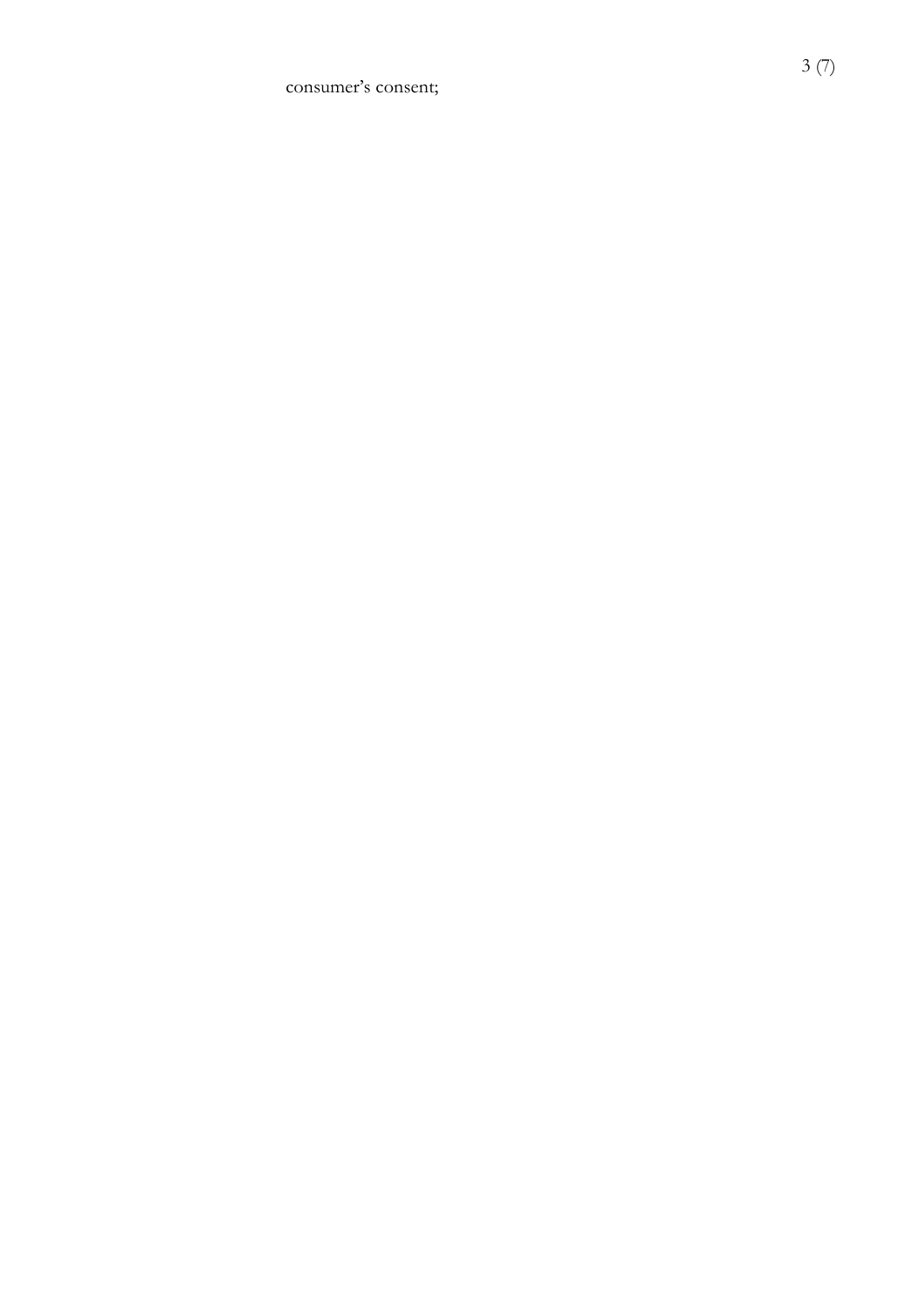consumer’s consent;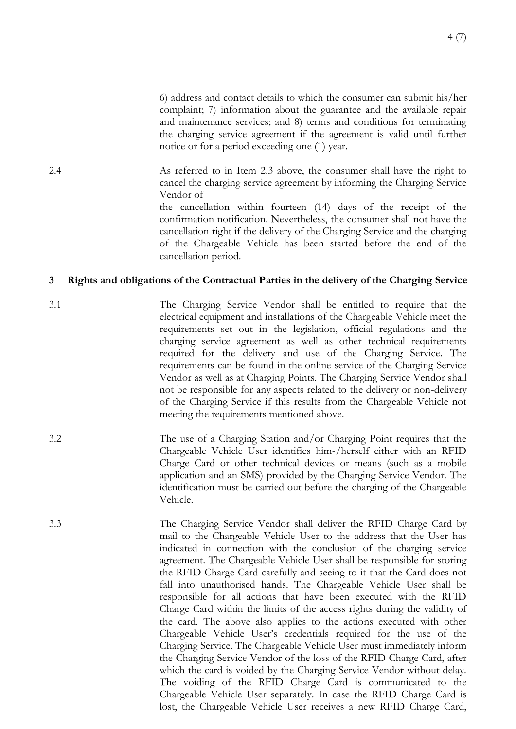6) address and contact details to which the consumer can submit his/her complaint; 7) information about the guarantee and the available repair and maintenance services; and 8) terms and conditions for terminating the charging service agreement if the agreement is valid until further notice or for a period exceeding one (1) year.

2.4 As referred to in Item 2.3 above, the consumer shall have the right to cancel the charging service agreement by informing the Charging Service Vendor of the cancellation within fourteen (14) days of the receipt of the confirmation notification. Nevertheless, the consumer shall not have the cancellation right if the delivery of the Charging Service and the charging of the Chargeable Vehicle has been started before the end of the cancellation period.

## 3 Rights and obligations of the Contractual Parties in the delivery of the Charging Service

3.1 The Charging Service Vendor shall be entitled to require that the electrical equipment and installations of the Chargeable Vehicle meet the requirements set out in the legislation, official regulations and the charging service agreement as well as other technical requirements required for the delivery and use of the Charging Service. The requirements can be found in the online service of the Charging Service Vendor as well as at Charging Points. The Charging Service Vendor shall not be responsible for any aspects related to the delivery or non-delivery of the Charging Service if this results from the Chargeable Vehicle not meeting the requirements mentioned above.

3.2 The use of a Charging Station and/or Charging Point requires that the Chargeable Vehicle User identifies him-/herself either with an RFID Charge Card or other technical devices or means (such as a mobile application and an SMS) provided by the Charging Service Vendor. The identification must be carried out before the charging of the Chargeable Vehicle.

3.3 The Charging Service Vendor shall deliver the RFID Charge Card by mail to the Chargeable Vehicle User to the address that the User has indicated in connection with the conclusion of the charging service agreement. The Chargeable Vehicle User shall be responsible for storing the RFID Charge Card carefully and seeing to it that the Card does not fall into unauthorised hands. The Chargeable Vehicle User shall be responsible for all actions that have been executed with the RFID Charge Card within the limits of the access rights during the validity of the card. The above also applies to the actions executed with other Chargeable Vehicle User's credentials required for the use of the Charging Service. The Chargeable Vehicle User must immediately inform the Charging Service Vendor of the loss of the RFID Charge Card, after which the card is voided by the Charging Service Vendor without delay. The voiding of the RFID Charge Card is communicated to the Chargeable Vehicle User separately. In case the RFID Charge Card is lost, the Chargeable Vehicle User receives a new RFID Charge Card,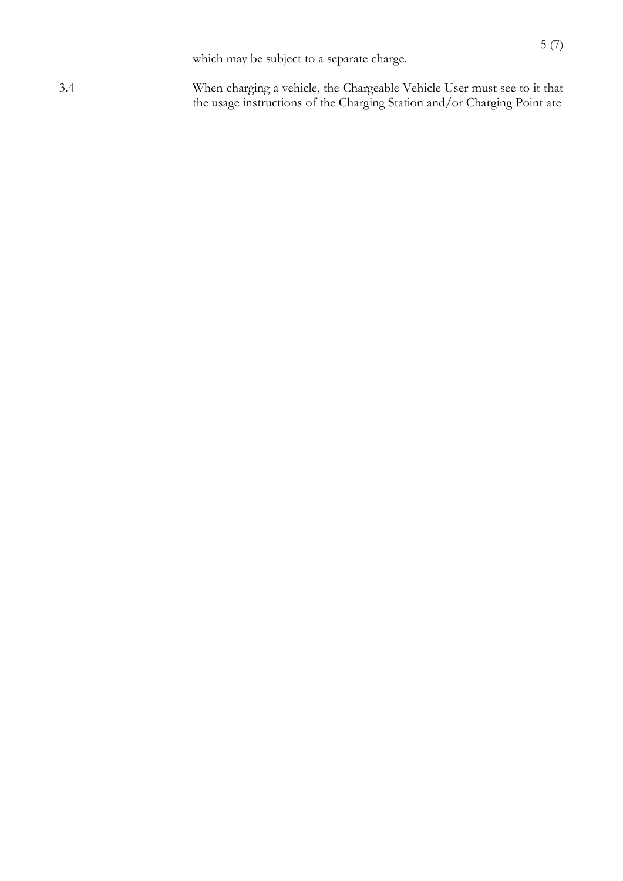which may be subject to a separate charge.

3.4 When charging a vehicle, the Chargeable Vehicle User must see to it that the usage instructions of the Charging Station and/or Charging Point are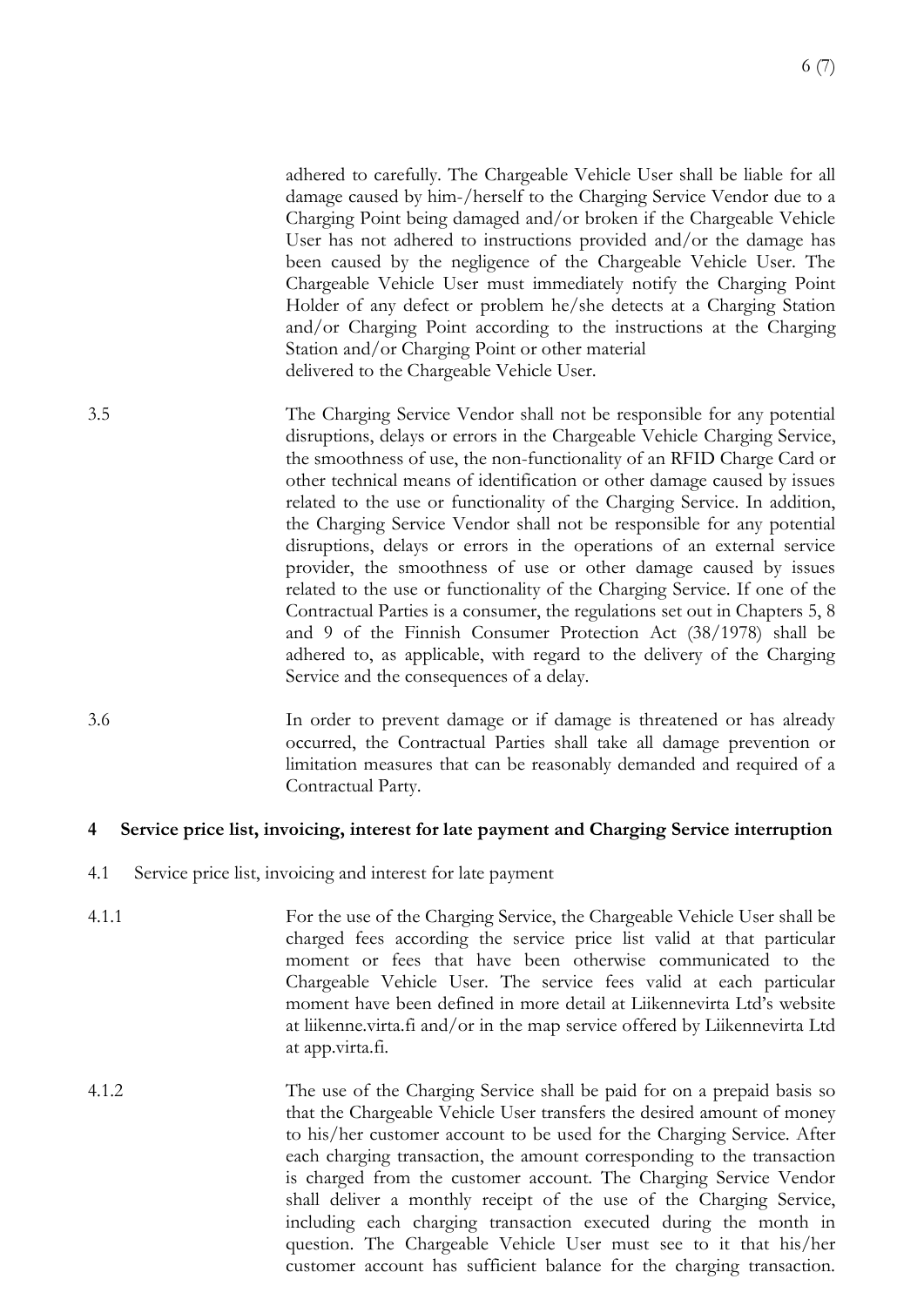adhered to carefully. The Chargeable Vehicle User shall be liable for all damage caused by him-/herself to the Charging Service Vendor due to a Charging Point being damaged and/or broken if the Chargeable Vehicle User has not adhered to instructions provided and/or the damage has been caused by the negligence of the Chargeable Vehicle User. The Chargeable Vehicle User must immediately notify the Charging Point Holder of any defect or problem he/she detects at a Charging Station and/or Charging Point according to the instructions at the Charging Station and/or Charging Point or other material delivered to the Chargeable Vehicle User.

3.5 The Charging Service Vendor shall not be responsible for any potential disruptions, delays or errors in the Chargeable Vehicle Charging Service, the smoothness of use, the non-functionality of an RFID Charge Card or other technical means of identification or other damage caused by issues related to the use or functionality of the Charging Service. In addition, the Charging Service Vendor shall not be responsible for any potential disruptions, delays or errors in the operations of an external service provider, the smoothness of use or other damage caused by issues related to the use or functionality of the Charging Service. If one of the Contractual Parties is a consumer, the regulations set out in Chapters 5, 8 and 9 of the Finnish Consumer Protection Act (38/1978) shall be adhered to, as applicable, with regard to the delivery of the Charging Service and the consequences of a delay.

3.6 In order to prevent damage or if damage is threatened or has already occurred, the Contractual Parties shall take all damage prevention or limitation measures that can be reasonably demanded and required of a Contractual Party.

## 4 Service price list, invoicing, interest for late payment and Charging Service interruption

4.1 Service price list, invoicing and interest for late payment

4.1.1 For the use of the Charging Service, the Chargeable Vehicle User shall be charged fees according the service price list valid at that particular moment or fees that have been otherwise communicated to the Chargeable Vehicle User. The service fees valid at each particular moment have been defined in more detail at Liikennevirta Ltd's website at liikenne.virta.fi and/or in the map service offered by Liikennevirta Ltd at app.virta.fi.

4.1.2 The use of the Charging Service shall be paid for on a prepaid basis so that the Chargeable Vehicle User transfers the desired amount of money to his/her customer account to be used for the Charging Service. After each charging transaction, the amount corresponding to the transaction is charged from the customer account. The Charging Service Vendor shall deliver a monthly receipt of the use of the Charging Service, including each charging transaction executed during the month in question. The Chargeable Vehicle User must see to it that his/her customer account has sufficient balance for the charging transaction.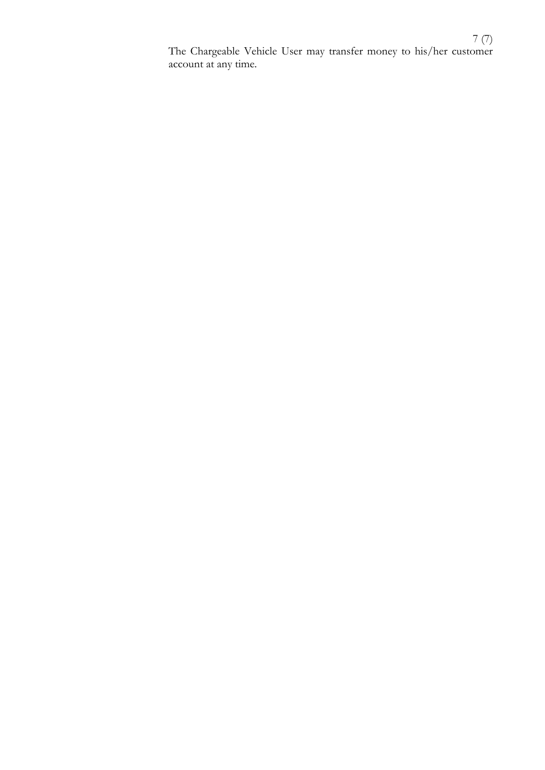The Chargeable Vehicle User may transfer money to his/her customer account at any time.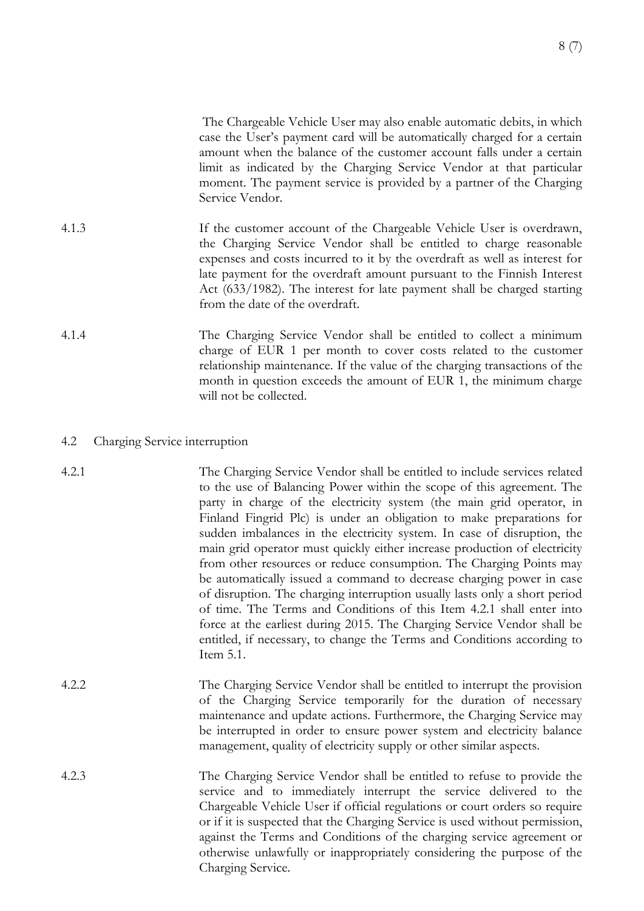The Chargeable Vehicle User may also enable automatic debits, in which case the User's payment card will be automatically charged for a certain amount when the balance of the customer account falls under a certain limit as indicated by the Charging Service Vendor at that particular moment. The payment service is provided by a partner of the Charging Service Vendor.

4.1.3 If the customer account of the Chargeable Vehicle User is overdrawn, the Charging Service Vendor shall be entitled to charge reasonable expenses and costs incurred to it by the overdraft as well as interest for late payment for the overdraft amount pursuant to the Finnish Interest Act (633/1982). The interest for late payment shall be charged starting from the date of the overdraft.

4.1.4 The Charging Service Vendor shall be entitled to collect a minimum charge of EUR 1 per month to cover costs related to the customer relationship maintenance. If the value of the charging transactions of the month in question exceeds the amount of EUR 1, the minimum charge will not be collected.

## 4.2 Charging Service interruption

4.2.1 The Charging Service Vendor shall be entitled to include services related to the use of Balancing Power within the scope of this agreement. The party in charge of the electricity system (the main grid operator, in Finland Fingrid Plc) is under an obligation to make preparations for sudden imbalances in the electricity system. In case of disruption, the main grid operator must quickly either increase production of electricity from other resources or reduce consumption. The Charging Points may be automatically issued a command to decrease charging power in case of disruption. The charging interruption usually lasts only a short period of time. The Terms and Conditions of this Item 4.2.1 shall enter into force at the earliest during 2015. The Charging Service Vendor shall be entitled, if necessary, to change the Terms and Conditions according to Item 5.1.

4.2.2 The Charging Service Vendor shall be entitled to interrupt the provision of the Charging Service temporarily for the duration of necessary maintenance and update actions. Furthermore, the Charging Service may be interrupted in order to ensure power system and electricity balance management, quality of electricity supply or other similar aspects.

4.2.3 The Charging Service Vendor shall be entitled to refuse to provide the service and to immediately interrupt the service delivered to the Chargeable Vehicle User if official regulations or court orders so require or if it is suspected that the Charging Service is used without permission, against the Terms and Conditions of the charging service agreement or otherwise unlawfully or inappropriately considering the purpose of the Charging Service.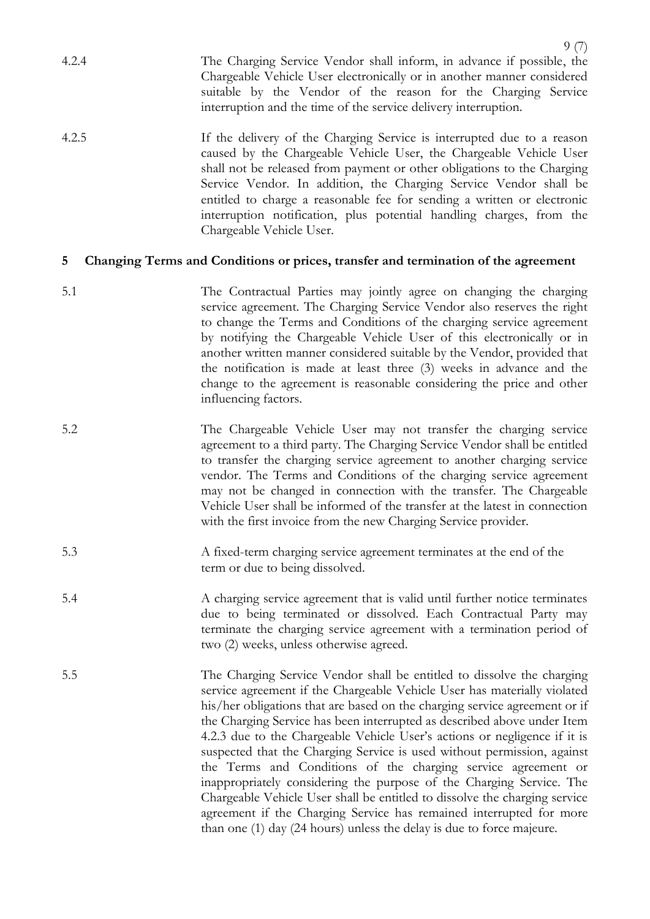4.2.4 The Charging Service Vendor shall inform, in advance if possible, the Chargeable Vehicle User electronically or in another manner considered suitable by the Vendor of the reason for the Charging Service interruption and the time of the service delivery interruption.

4.2.5 If the delivery of the Charging Service is interrupted due to a reason caused by the Chargeable Vehicle User, the Chargeable Vehicle User shall not be released from payment or other obligations to the Charging Service Vendor. In addition, the Charging Service Vendor shall be entitled to charge a reasonable fee for sending a written or electronic interruption notification, plus potential handling charges, from the Chargeable Vehicle User.

## 5 Changing Terms and Conditions or prices, transfer and termination of the agreement

5.1 The Contractual Parties may jointly agree on changing the charging service agreement. The Charging Service Vendor also reserves the right to change the Terms and Conditions of the charging service agreement by notifying the Chargeable Vehicle User of this electronically or in another written manner considered suitable by the Vendor, provided that the notification is made at least three (3) weeks in advance and the change to the agreement is reasonable considering the price and other influencing factors.

5.2 The Chargeable Vehicle User may not transfer the charging service agreement to a third party. The Charging Service Vendor shall be entitled to transfer the charging service agreement to another charging service vendor. The Terms and Conditions of the charging service agreement may not be changed in connection with the transfer. The Chargeable Vehicle User shall be informed of the transfer at the latest in connection with the first invoice from the new Charging Service provider.

5.3 A fixed-term charging service agreement terminates at the end of the term or due to being dissolved.

5.4 A charging service agreement that is valid until further notice terminates due to being terminated or dissolved. Each Contractual Party may terminate the charging service agreement with a termination period of two (2) weeks, unless otherwise agreed.

5.5 The Charging Service Vendor shall be entitled to dissolve the charging service agreement if the Chargeable Vehicle User has materially violated his/her obligations that are based on the charging service agreement or if the Charging Service has been interrupted as described above under Item 4.2.3 due to the Chargeable Vehicle User's actions or negligence if it is suspected that the Charging Service is used without permission, against the Terms and Conditions of the charging service agreement or inappropriately considering the purpose of the Charging Service. The Chargeable Vehicle User shall be entitled to dissolve the charging service agreement if the Charging Service has remained interrupted for more than one (1) day (24 hours) unless the delay is due to force majeure.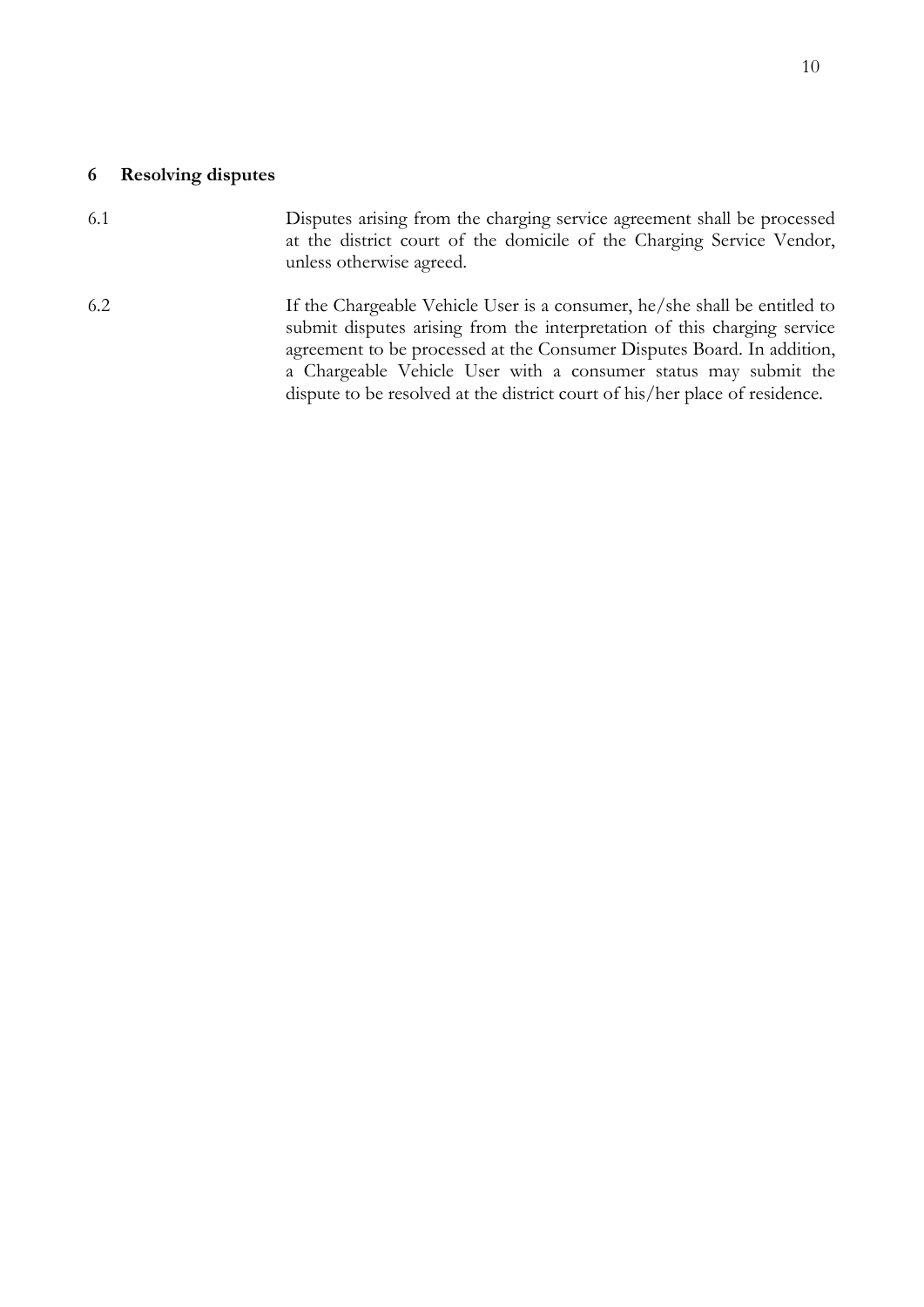## 6 Resolving disputes

6.1 Disputes arising from the charging service agreement shall be processed at the district court of the domicile of the Charging Service Vendor, unless otherwise agreed.

6.2 If the Chargeable Vehicle User is a consumer, he/she shall be entitled to submit disputes arising from the interpretation of this charging service agreement to be processed at the Consumer Disputes Board. In addition, a Chargeable Vehicle User with a consumer status may submit the dispute to be resolved at the district court of his/her place of residence.